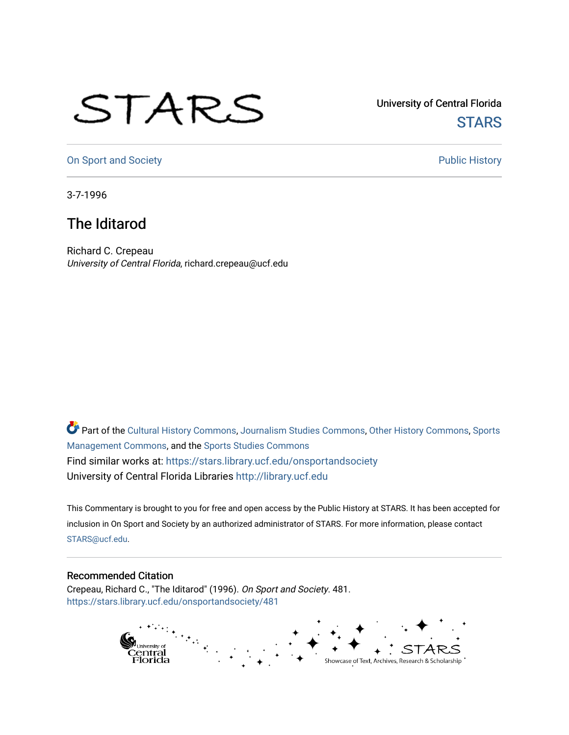University of Central Florida

STARS

On Sport and Society

Public History

3-7-1996

# The Iditarod

Richard C. Crepeau
*University of Central Florida*, richard.crepeau@ucf.edu

Part of the Cultural History Commons, Journalism Studies Commons, Other History Commons, Sports Management Commons, and the Sports Studies Commons
Find similar works at: https://stars.library.ucf.edu/onsportandsociety
University of Central Florida Libraries http://library.ucf.edu

This Commentary is brought to you for free and open access by the Public History at STARS. It has been accepted for inclusion in On Sport and Society by an authorized administrator of STARS. For more information, please contact STARS@ucf.edu.

## Recommended Citation

Crepeau, Richard C., "The Iditarod" (1996). *On Sport and Society*. 481.
https://stars.library.ucf.edu/onsportandsociety/481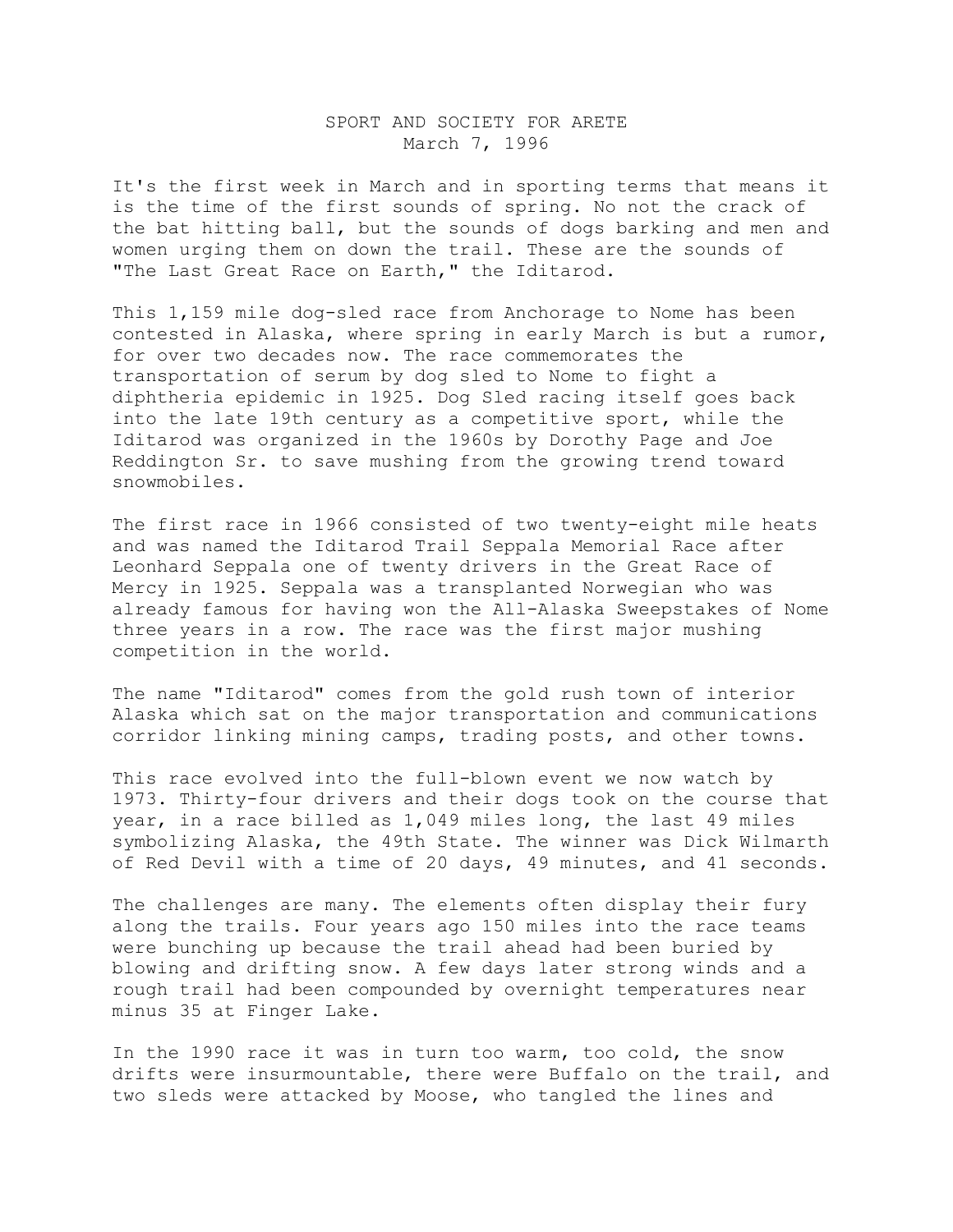SPORT AND SOCIETY FOR ARETE
March 7, 1996

It's the first week in March and in sporting terms that means it is the time of the first sounds of spring. No not the crack of the bat hitting ball, but the sounds of dogs barking and men and women urging them on down the trail. These are the sounds of "The Last Great Race on Earth," the Iditarod.

This 1,159 mile dog-sled race from Anchorage to Nome has been contested in Alaska, where spring in early March is but a rumor, for over two decades now. The race commemorates the transportation of serum by dog sled to Nome to fight a diphtheria epidemic in 1925. Dog Sled racing itself goes back into the late 19th century as a competitive sport, while the Iditarod was organized in the 1960s by Dorothy Page and Joe Reddington Sr. to save mushing from the growing trend toward snowmobiles.

The first race in 1966 consisted of two twenty-eight mile heats and was named the Iditarod Trail Seppala Memorial Race after Leonhard Seppala one of twenty drivers in the Great Race of Mercy in 1925. Seppala was a transplanted Norwegian who was already famous for having won the All-Alaska Sweepstakes of Nome three years in a row. The race was the first major mushing competition in the world.

The name "Iditarod" comes from the gold rush town of interior Alaska which sat on the major transportation and communications corridor linking mining camps, trading posts, and other towns.

This race evolved into the full-blown event we now watch by 1973. Thirty-four drivers and their dogs took on the course that year, in a race billed as 1,049 miles long, the last 49 miles symbolizing Alaska, the 49th State. The winner was Dick Wilmarth of Red Devil with a time of 20 days, 49 minutes, and 41 seconds.

The challenges are many. The elements often display their fury along the trails. Four years ago 150 miles into the race teams were bunching up because the trail ahead had been buried by blowing and drifting snow. A few days later strong winds and a rough trail had been compounded by overnight temperatures near minus 35 at Finger Lake.

In the 1990 race it was in turn too warm, too cold, the snow drifts were insurmountable, there were Buffalo on the trail, and two sleds were attacked by Moose, who tangled the lines and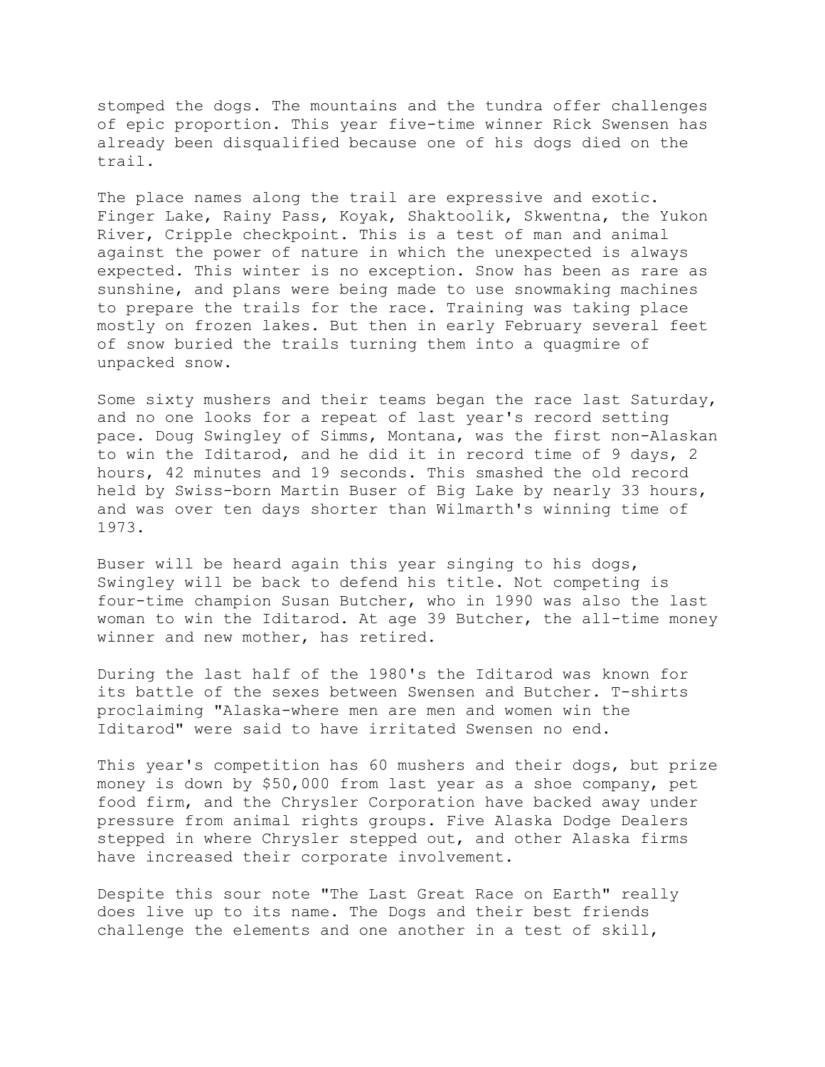stomped the dogs. The mountains and the tundra offer challenges of epic proportion. This year five-time winner Rick Swensen has already been disqualified because one of his dogs died on the trail.

The place names along the trail are expressive and exotic. Finger Lake, Rainy Pass, Koyak, Shaktoolik, Skwentna, the Yukon River, Cripple checkpoint. This is a test of man and animal against the power of nature in which the unexpected is always expected. This winter is no exception. Snow has been as rare as sunshine, and plans were being made to use snowmaking machines to prepare the trails for the race. Training was taking place mostly on frozen lakes. But then in early February several feet of snow buried the trails turning them into a quagmire of unpacked snow.

Some sixty mushers and their teams began the race last Saturday, and no one looks for a repeat of last year's record setting pace. Doug Swingley of Simms, Montana, was the first non-Alaskan to win the Iditarod, and he did it in record time of 9 days, 2 hours, 42 minutes and 19 seconds. This smashed the old record held by Swiss-born Martin Buser of Big Lake by nearly 33 hours, and was over ten days shorter than Wilmarth's winning time of 1973.

Buser will be heard again this year singing to his dogs, Swingley will be back to defend his title. Not competing is four-time champion Susan Butcher, who in 1990 was also the last woman to win the Iditarod. At age 39 Butcher, the all-time money winner and new mother, has retired.

During the last half of the 1980's the Iditarod was known for its battle of the sexes between Swensen and Butcher. T-shirts proclaiming "Alaska-where men are men and women win the Iditarod" were said to have irritated Swensen no end.

This year's competition has 60 mushers and their dogs, but prize money is down by $50,000 from last year as a shoe company, pet food firm, and the Chrysler Corporation have backed away under pressure from animal rights groups. Five Alaska Dodge Dealers stepped in where Chrysler stepped out, and other Alaska firms have increased their corporate involvement.

Despite this sour note "The Last Great Race on Earth" really does live up to its name. The Dogs and their best friends challenge the elements and one another in a test of skill,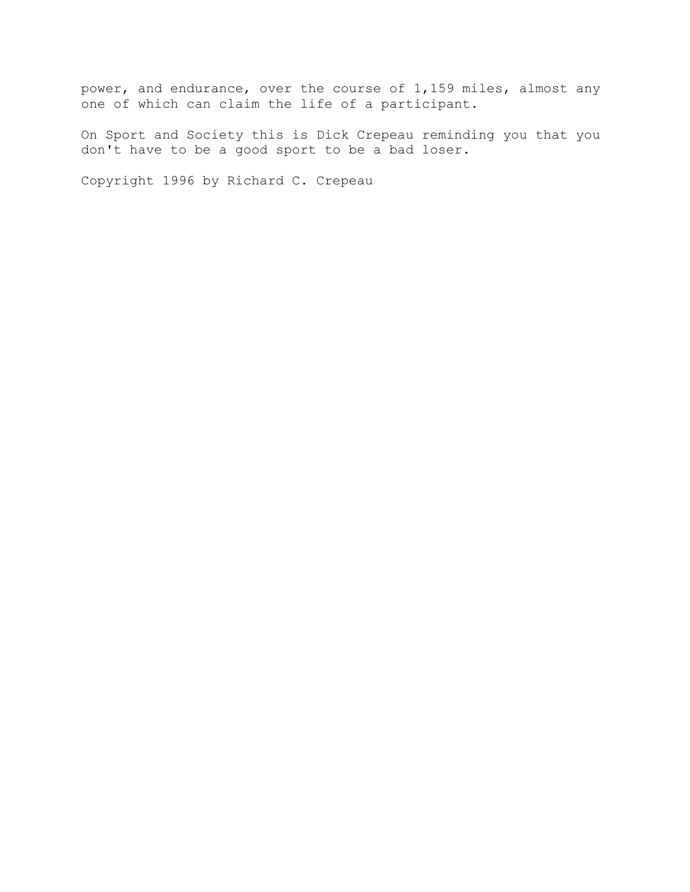power, and endurance, over the course of 1,159 miles, almost any one of which can claim the life of a participant.

On Sport and Society this is Dick Crepeau reminding you that you don't have to be a good sport to be a bad loser.

Copyright 1996 by Richard C. Crepeau